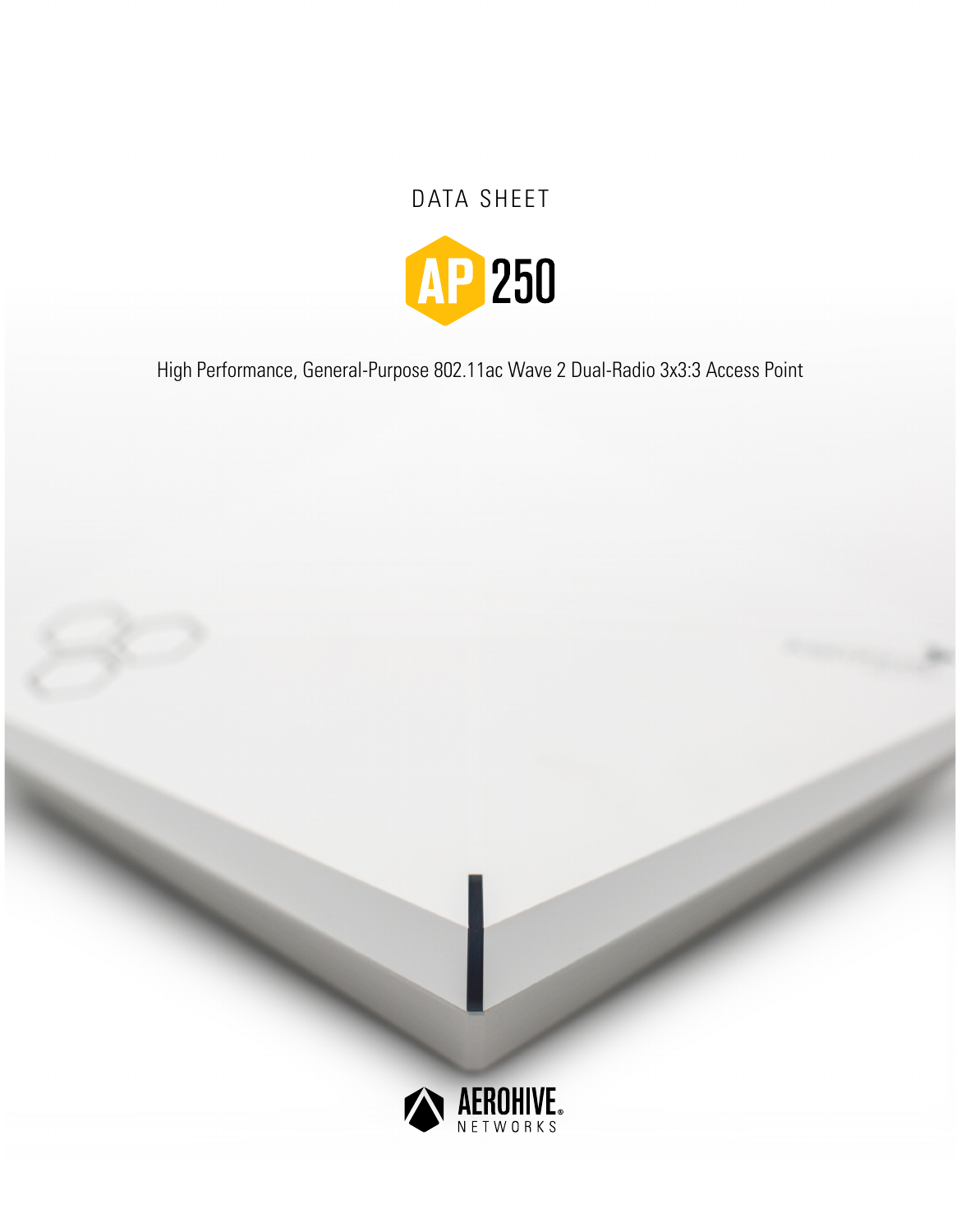DATA SHEET

# AP 250

High Performance, General-Purpose 802.11ac Wave 2 Dual-Radio 3x3:3 Access Point

AEROHIVE NETWORKS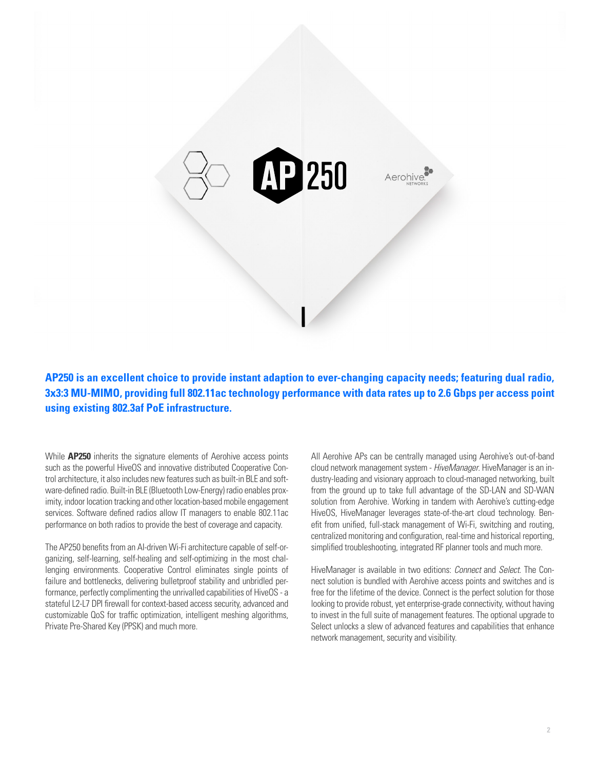**AP250 is an excellent choice to provide instant adaption to ever-changing capacity needs; featuring dual radio, 3x3:3 MU-MIMO, providing full 802.11ac technology performance with data rates up to 2.6 Gbps per access point using existing 802.3af PoE infrastructure.**

While **AP250** inherits the signature elements of Aerohive access points such as the powerful HiveOS and innovative distributed Cooperative Control architecture, it also includes new features such as built-in BLE and software-defined radio. Built-in BLE (Bluetooth Low-Energy) radio enables proximity, indoor location tracking and other location-based mobile engagement services. Software defined radios allow IT managers to enable 802.11ac performance on both radios to provide the best of coverage and capacity.

The AP250 benefits from an AI-driven Wi-Fi architecture capable of self-organizing, self-learning, self-healing and self-optimizing in the most challenging environments. Cooperative Control eliminates single points of failure and bottlenecks, delivering bulletproof stability and unbridled performance, perfectly complimenting the unrivalled capabilities of HiveOS - a stateful L2-L7 DPI firewall for context-based access security, advanced and customizable QoS for traffic optimization, intelligent meshing algorithms, Private Pre-Shared Key (PPSK) and much more.

All Aerohive APs can be centrally managed using Aerohive's out-of-band cloud network management system - *HiveManager*. HiveManager is an industry-leading and visionary approach to cloud-managed networking, built from the ground up to take full advantage of the SD-LAN and SD-WAN solution from Aerohive. Working in tandem with Aerohive's cutting-edge HiveOS, HiveManager leverages state-of-the-art cloud technology. Benefit from unified, full-stack management of Wi-Fi, switching and routing, centralized monitoring and configuration, real-time and historical reporting, simplified troubleshooting, integrated RF planner tools and much more.

HiveManager is available in two editions: *Connect* and *Select*. The Connect solution is bundled with Aerohive access points and switches and is free for the lifetime of the device. Connect is the perfect solution for those looking to provide robust, yet enterprise-grade connectivity, without having to invest in the full suite of management features. The optional upgrade to Select unlocks a slew of advanced features and capabilities that enhance network management, security and visibility.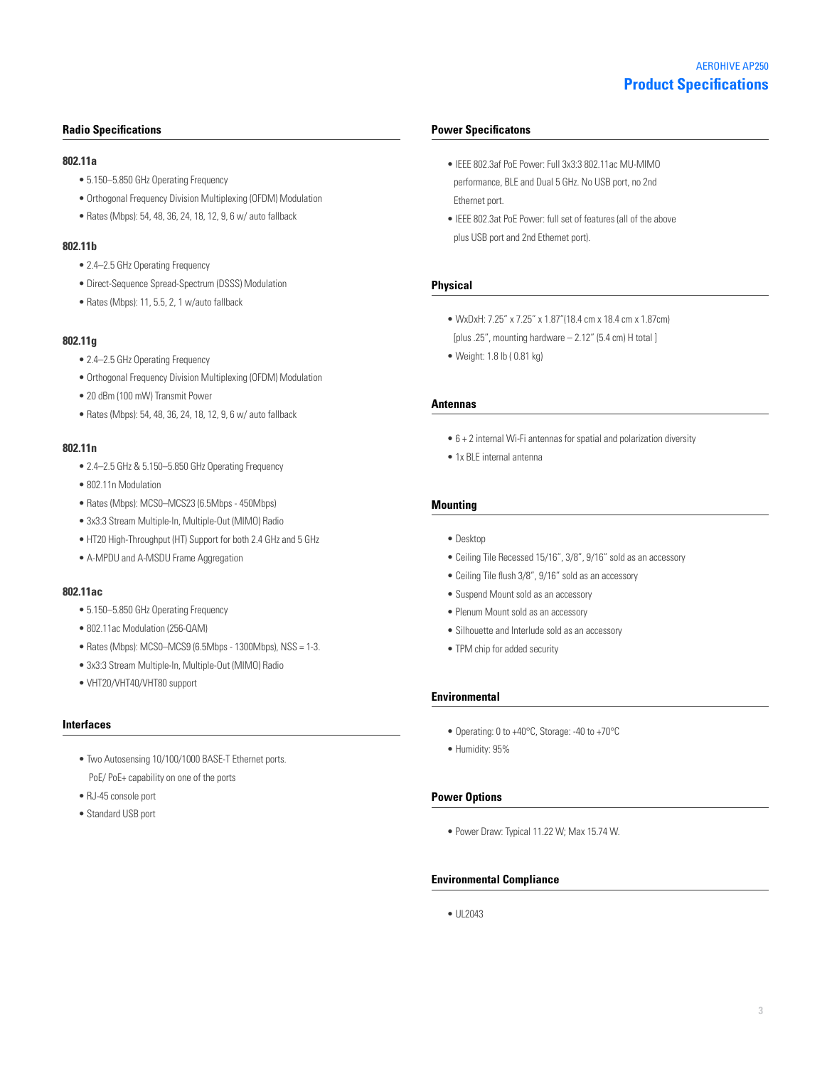## AEROHIVE AP250

# Product Specifications

## Radio Specifications

### 802.11a

- 5.150–5.850 GHz Operating Frequency
- Orthogonal Frequency Division Multiplexing (OFDM) Modulation
- Rates (Mbps): 54, 48, 36, 24, 18, 12, 9, 6 w/ auto fallback

### 802.11b

- 2.4–2.5 GHz Operating Frequency
- Direct-Sequence Spread-Spectrum (DSSS) Modulation
- Rates (Mbps): 11, 5.5, 2, 1 w/auto fallback

### 802.11g

- 2.4–2.5 GHz Operating Frequency
- Orthogonal Frequency Division Multiplexing (OFDM) Modulation
- 20 dBm (100 mW) Transmit Power
- Rates (Mbps): 54, 48, 36, 24, 18, 12, 9, 6 w/ auto fallback

### 802.11n

- 2.4–2.5 GHz & 5.150–5.850 GHz Operating Frequency
- 802.11n Modulation
- Rates (Mbps): MCS0–MCS23 (6.5Mbps - 450Mbps)
- 3x3:3 Stream Multiple-In, Multiple-Out (MIMO) Radio
- HT20 High-Throughput (HT) Support for both 2.4 GHz and 5 GHz
- A-MPDU and A-MSDU Frame Aggregation

### 802.11ac

- 5.150–5.850 GHz Operating Frequency
- 802.11ac Modulation (256-QAM)
- Rates (Mbps): MCS0–MCS9 (6.5Mbps - 1300Mbps), NSS = 1-3.
- 3x3:3 Stream Multiple-In, Multiple-Out (MIMO) Radio
- VHT20/VHT40/VHT80 support

## Interfaces

- Two Autosensing 10/100/1000 BASE-T Ethernet ports. PoE/ PoE+ capability on one of the ports
- RJ-45 console port
- Standard USB port

## Power Specificatons

- IEEE 802.3af PoE Power: Full 3x3:3 802.11ac MU-MIMO performance, BLE and Dual 5 GHz. No USB port, no 2nd Ethernet port.
- IEEE 802.3at PoE Power: full set of features (all of the above plus USB port and 2nd Ethernet port).

## Physical

- WxDxH: 7.25” x 7.25” x 1.87”(18.4 cm x 18.4 cm x 1.87cm) [plus .25”, mounting hardware – 2.12” (5.4 cm) H total ]
- Weight: 1.8 lb ( 0.81 kg)

## Antennas

- 6 + 2 internal Wi-Fi antennas for spatial and polarization diversity
- 1x BLE internal antenna

## Mounting

- Desktop
- Ceiling Tile Recessed 15/16”, 3/8”, 9/16” sold as an accessory
- Ceiling Tile flush 3/8”, 9/16” sold as an accessory
- Suspend Mount sold as an accessory
- Plenum Mount sold as an accessory
- Silhouette and Interlude sold as an accessory
- TPM chip for added security

## Environmental

- Operating: 0 to +40°C, Storage: -40 to +70°C
- Humidity: 95%

## Power Options

- Power Draw: Typical 11.22 W; Max 15.74 W.

## Environmental Compliance

- UL2043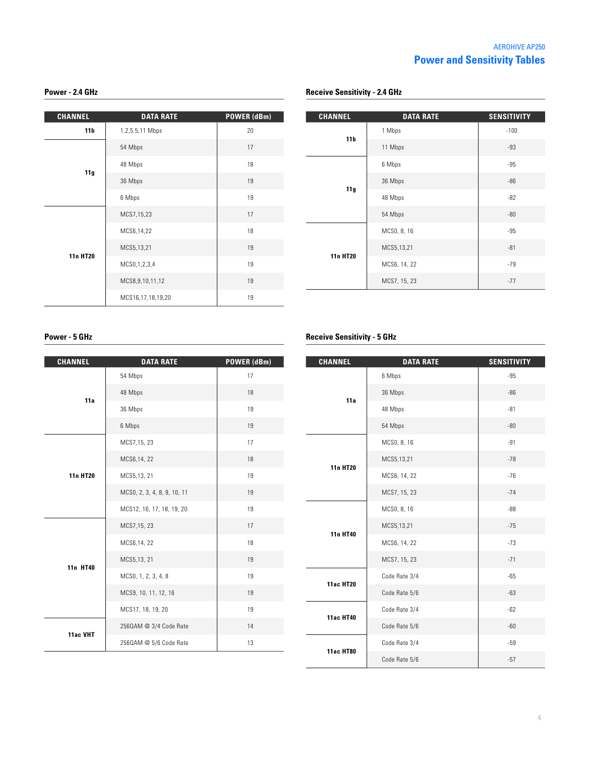AEROHIVE AP250

# Power and Sensitivity Tables

### Power - 2.4 GHz

| CHANNEL | DATA RATE | POWER (dBm) |
|---|---|---|
| 11b | 1,2,5.5,11 Mbps | 20 |
| 11g | 54 Mbps | 17 |
| | 48 Mbps | 18 |
| | 36 Mbps | 19 |
| | 6 Mbps | 19 |
| 11n HT20 | MCS7,15,23 | 17 |
| | MCS6,14,22 | 18 |
| | MCS5,13,21 | 19 |
| | MCS0,1,2,3,4 | 19 |
| | MCS8,9,10,11,12 | 19 |
| | MCS16,17,18,19,20 | 19 |

### Receive Sensitivity - 2.4 GHz

| CHANNEL | DATA RATE | SENSITIVITY |
|---|---|---|
| 11b | 1 Mbps | -100 |
| | 11 Mbps | -93 |
| 11g | 6 Mbps | -95 |
| | 36 Mbps | -86 |
| | 48 Mbps | -82 |
| | 54 Mbps | -80 |
| 11n HT20 | MCS0, 8, 16 | -95 |
| | MCS5,13,21 | -81 |
| | MCS6, 14, 22 | -79 |
| | MCS7, 15, 23 | -77 |

### Power - 5 GHz

| CHANNEL | DATA RATE | POWER (dBm) |
|---|---|---|
| 11a | 54 Mbps | 17 |
| | 48 Mbps | 18 |
| | 36 Mbps | 19 |
| | 6 Mbps | 19 |
| 11n HT20 | MCS7,15, 23 | 17 |
| | MCS6,14, 22 | 18 |
| | MCS5,13, 21 | 19 |
| | MCS0, 2, 3, 4, 8, 9, 10, 11 | 19 |
| | MCS12, 16, 17, 18, 19, 20 | 19 |
| 11n HT40 | MCS7,15, 23 | 17 |
| | MCS6,14, 22 | 18 |
| | MCS5,13, 21 | 19 |
| | MCS0, 1, 2, 3, 4, 8 | 19 |
| | MCS9, 10, 11, 12, 16 | 19 |
| | MCS17, 18, 19, 20 | 19 |
| 11ac VHT | 256QAM @ 3/4 Code Rate | 14 |
| | 256QAM @ 5/6 Code Rate | 13 |

### Receive Sensitivity - 5 GHz

| CHANNEL | DATA RATE | SENSITIVITY |
|---|---|---|
| 11a | 6 Mbps | -95 |
| | 36 Mbps | -86 |
| | 48 Mbps | -81 |
| | 54 Mbps | -80 |
| 11n HT20 | MCS0, 8, 16 | -91 |
| | MCS5,13,21 | -78 |
| | MCS6, 14, 22 | -76 |
| | MCS7, 15, 23 | -74 |
| 11n HT40 | MCS0, 8, 16 | -88 |
| | MCS5,13,21 | -75 |
| | MCS6, 14, 22 | -73 |
| | MCS7, 15, 23 | -71 |
| 11ac HT20 | Code Rate 3/4 | -65 |
| | Code Rate 5/6 | -63 |
| 11ac HT40 | Code Rate 3/4 | -62 |
| | Code Rate 5/6 | -60 |
| 11ac HT80 | Code Rate 3/4 | -59 |
| | Code Rate 5/6 | -57 |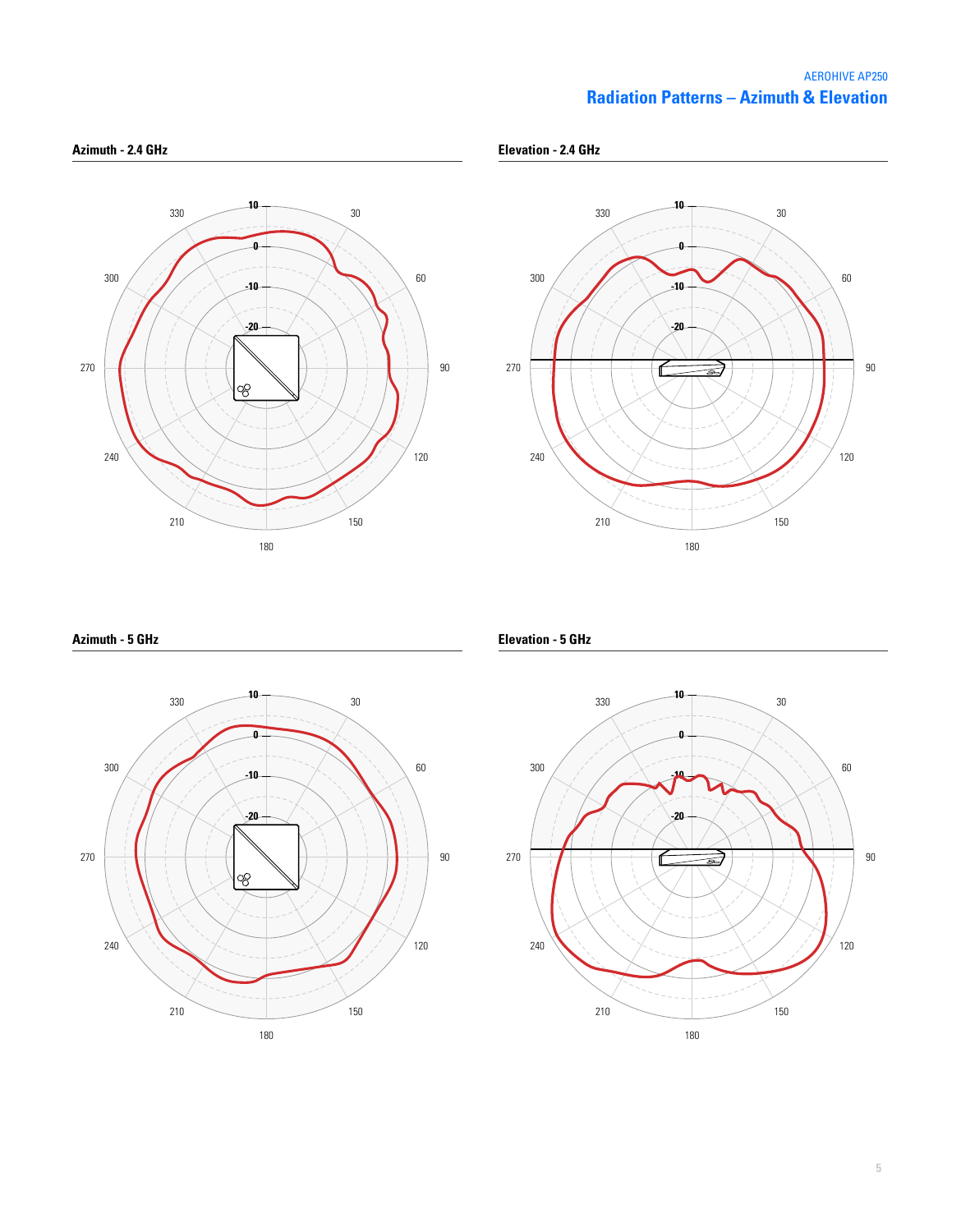## Radiation Patterns – Azimuth & Elevation

### Azimuth - 2.4 GHz

### Elevation - 2.4 GHz

### Azimuth - 5 GHz

### Elevation - 5 GHz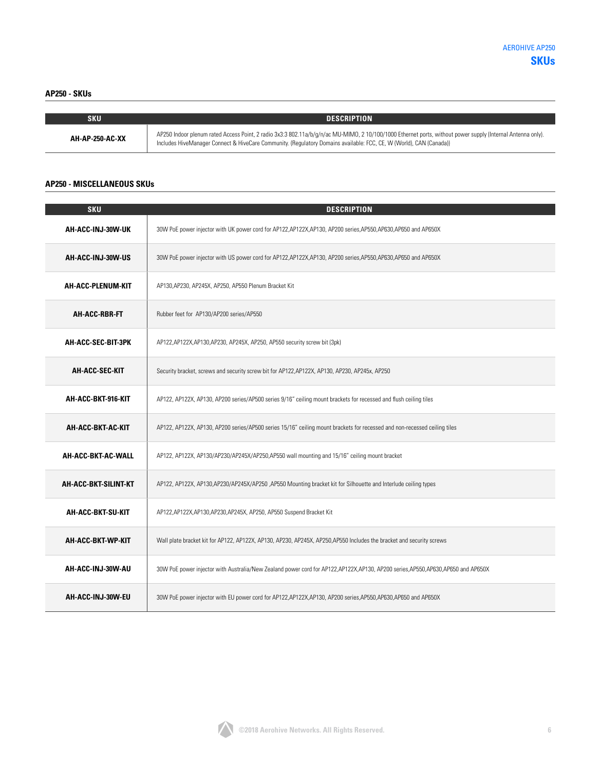## AP250 - SKUs

| SKU | DESCRIPTION |
|---|---|
| **AH-AP-250-AC-XX** | AP250 Indoor plenum rated Access Point, 2 radio 3x3:3 802.11a/b/g/n/ac MU-MIMO, 2 10/100/1000 Ethernet ports, without power supply (Internal Antenna only). Includes HiveManager Connect & HiveCare Community. (Regulatory Domains available: FCC, CE, W (World), CAN (Canada)) |

## AP250 - MISCELLANEOUS SKUs

| SKU | DESCRIPTION |
|---|---|
| **AH-ACC-INJ-30W-UK** | 30W PoE power injector with UK power cord for AP122,AP122X,AP130, AP200 series,AP550,AP630,AP650 and AP650X |
| **AH-ACC-INJ-30W-US** | 30W PoE power injector with US power cord for AP122,AP122X,AP130, AP200 series,AP550,AP630,AP650 and AP650X |
| **AH-ACC-PLENUM-KIT** | AP130,AP230, AP245X, AP250, AP550 Plenum Bracket Kit |
| **AH-ACC-RBR-FT** | Rubber feet for AP130/AP200 series/AP550 |
| **AH-ACC-SEC-BIT-3PK** | AP122,AP122X,AP130,AP230, AP245X, AP250, AP550 security screw bit (3pk) |
| **AH-ACC-SEC-KIT** | Security bracket, screws and security screw bit for AP122,AP122X, AP130, AP230, AP245x, AP250 |
| **AH-ACC-BKT-916-KIT** | AP122, AP122X, AP130, AP200 series/AP500 series 9/16" ceiling mount brackets for recessed and flush ceiling tiles |
| **AH-ACC-BKT-AC-KIT** | AP122, AP122X, AP130, AP200 series/AP500 series 15/16" ceiling mount brackets for recessed and non-recessed ceiling tiles |
| **AH-ACC-BKT-AC-WALL** | AP122, AP122X, AP130/AP230/AP245X/AP250,AP550 wall mounting and 15/16" ceiling mount bracket |
| **AH-ACC-BKT-SILINT-KT** | AP122, AP122X, AP130,AP230/AP245X/AP250 ,AP550 Mounting bracket kit for Silhouette and Interlude ceiling types |
| **AH-ACC-BKT-SU-KIT** | AP122,AP122X,AP130,AP230,AP245X, AP250, AP550 Suspend Bracket Kit |
| **AH-ACC-BKT-WP-KIT** | Wall plate bracket kit for AP122, AP122X, AP130, AP230, AP245X, AP250,AP550 Includes the bracket and security screws |
| **AH-ACC-INJ-30W-AU** | 30W PoE power injector with Australia/New Zealand power cord for AP122,AP122X,AP130, AP200 series,AP550,AP630,AP650 and AP650X |
| **AH-ACC-INJ-30W-EU** | 30W PoE power injector with EU power cord for AP122,AP122X,AP130, AP200 series,AP550,AP630,AP650 and AP650X |

©2018 Aerohive Networks. All Rights Reserved.